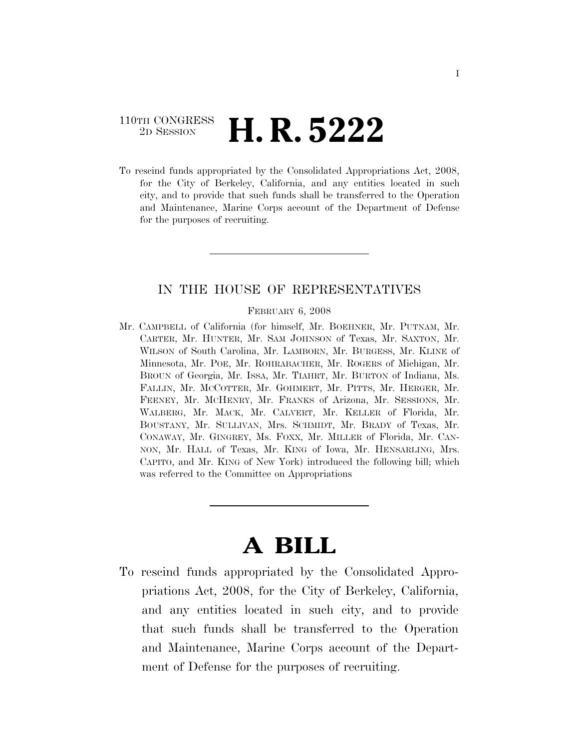110TH CONGRESS
2D SESSION

# H. R. 5222

To rescind funds appropriated by the Consolidated Appropriations Act, 2008, for the City of Berkeley, California, and any entities located in such city, and to provide that such funds shall be transferred to the Operation and Maintenance, Marine Corps account of the Department of Defense for the purposes of recruiting.

---

IN THE HOUSE OF REPRESENTATIVES

FEBRUARY 6, 2008

Mr. CAMPBELL of California (for himself, Mr. BOEHNER, Mr. PUTNAM, Mr. CARTER, Mr. HUNTER, Mr. SAM JOHNSON of Texas, Mr. SAXTON, Mr. WILSON of South Carolina, Mr. LAMBORN, Mr. BURGESS, Mr. KLINE of Minnesota, Mr. POE, Mr. ROHRABACHER, Mr. ROGERS of Michigan, Mr. BROUN of Georgia, Mr. ISSA, Mr. TIAHRT, Mr. BURTON of Indiana, Ms. FALLIN, Mr. MCCOTTER, Mr. GOHMERT, Mr. PITTS, Mr. HERGER, Mr. FEENEY, Mr. MCHENRY, Mr. FRANKS of Arizona, Mr. SESSIONS, Mr. WALBERG, Mr. MACK, Mr. CALVERT, Mr. KELLER of Florida, Mr. BOUSTANY, Mr. SULLIVAN, Mrs. SCHMIDT, Mr. BRADY of Texas, Mr. CONAWAY, Mr. GINGREY, Ms. FOXX, Mr. MILLER of Florida, Mr. CANNON, Mr. HALL of Texas, Mr. KING of Iowa, Mr. HENSARLING, Mrs. CAPITO, and Mr. KING of New York) introduced the following bill; which was referred to the Committee on Appropriations

---

# A BILL

To rescind funds appropriated by the Consolidated Appropriations Act, 2008, for the City of Berkeley, California, and any entities located in such city, and to provide that such funds shall be transferred to the Operation and Maintenance, Marine Corps account of the Department of Defense for the purposes of recruiting.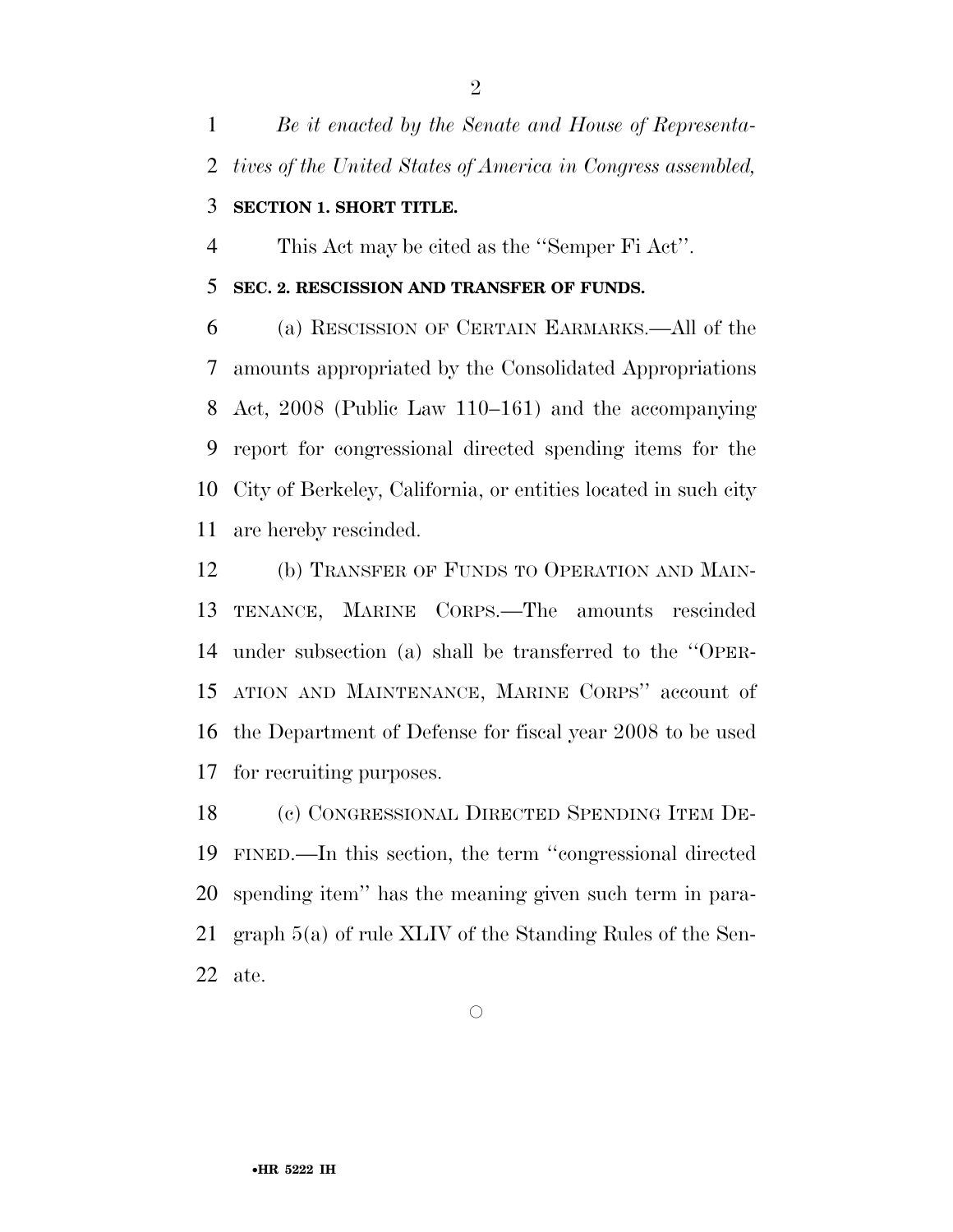*Be it enacted by the Senate and House of Representatives of the United States of America in Congress assembled,*

**SECTION 1. SHORT TITLE.**

This Act may be cited as the ''Semper Fi Act''.

**SEC. 2. RESCISSION AND TRANSFER OF FUNDS.**

(a) RESCISSION OF CERTAIN EARMARKS.—All of the amounts appropriated by the Consolidated Appropriations Act, 2008 (Public Law 110–161) and the accompanying report for congressional directed spending items for the City of Berkeley, California, or entities located in such city are hereby rescinded.

(b) TRANSFER OF FUNDS TO OPERATION AND MAINTENANCE, MARINE CORPS.—The amounts rescinded under subsection (a) shall be transferred to the ''OPERATION AND MAINTENANCE, MARINE CORPS'' account of the Department of Defense for fiscal year 2008 to be used for recruiting purposes.

(c) CONGRESSIONAL DIRECTED SPENDING ITEM DEFINED.—In this section, the term ''congressional directed spending item'' has the meaning given such term in paragraph 5(a) of rule XLIV of the Standing Rules of the Senate.

○